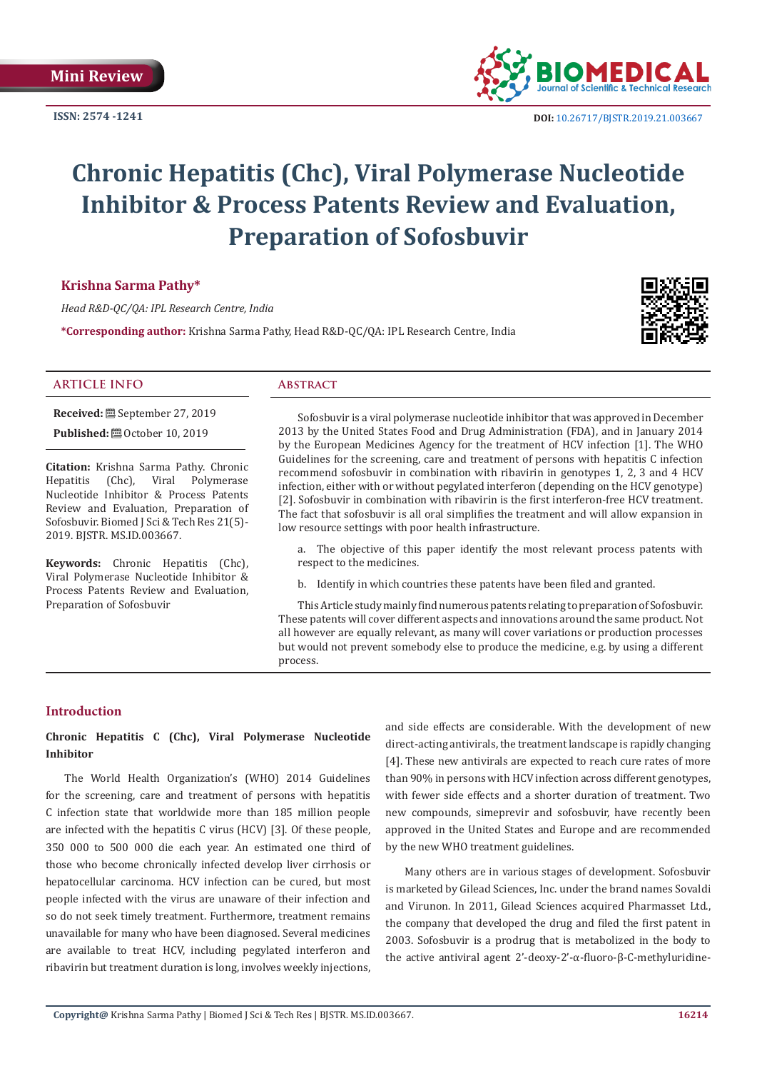Mini Review

ISSN: 2574 -1241

DOI: 10.26717/BJSTR.2019.21.003667

# Chronic Hepatitis (Chc), Viral Polymerase Nucleotide Inhibitor & Process Patents Review and Evaluation, Preparation of Sofosbuvir

**Krishna Sarma Pathy***

*Head R&D-QC/QA: IPL Research Centre, India*

***Corresponding author:** Krishna Sarma Pathy, Head R&D-QC/QA: IPL Research Centre, India

## ARTICLE INFO

**Received:** September 27, 2019

**Published:** October 10, 2019

**Citation:** Krishna Sarma Pathy. Chronic Hepatitis (Chc), Viral Polymerase Nucleotide Inhibitor & Process Patents Review and Evaluation, Preparation of Sofosbuvir. Biomed J Sci & Tech Res 21(5)-2019. BJSTR. MS.ID.003667.

**Keywords:** Chronic Hepatitis (Chc), Viral Polymerase Nucleotide Inhibitor & Process Patents Review and Evaluation, Preparation of Sofosbuvir

## Abstract

Sofosbuvir is a viral polymerase nucleotide inhibitor that was approved in December 2013 by the United States Food and Drug Administration (FDA), and in January 2014 by the European Medicines Agency for the treatment of HCV infection [1]. The WHO Guidelines for the screening, care and treatment of persons with hepatitis C infection recommend sofosbuvir in combination with ribavirin in genotypes 1, 2, 3 and 4 HCV infection, either with or without pegylated interferon (depending on the HCV genotype) [2]. Sofosbuvir in combination with ribavirin is the first interferon-free HCV treatment. The fact that sofosbuvir is all oral simplifies the treatment and will allow expansion in low resource settings with poor health infrastructure.

a. The objective of this paper identify the most relevant process patents with respect to the medicines.

b. Identify in which countries these patents have been filed and granted.

This Article study mainly find numerous patents relating to preparation of Sofosbuvir. These patents will cover different aspects and innovations around the same product. Not all however are equally relevant, as many will cover variations or production processes but would not prevent somebody else to produce the medicine, e.g. by using a different process.

## Introduction

### Chronic Hepatitis C (Chc), Viral Polymerase Nucleotide Inhibitor

The World Health Organization's (WHO) 2014 Guidelines for the screening, care and treatment of persons with hepatitis C infection state that worldwide more than 185 million people are infected with the hepatitis C virus (HCV) [3]. Of these people, 350 000 to 500 000 die each year. An estimated one third of those who become chronically infected develop liver cirrhosis or hepatocellular carcinoma. HCV infection can be cured, but most people infected with the virus are unaware of their infection and so do not seek timely treatment. Furthermore, treatment remains unavailable for many who have been diagnosed. Several medicines are available to treat HCV, including pegylated interferon and ribavirin but treatment duration is long, involves weekly injections, and side effects are considerable. With the development of new direct-acting antivirals, the treatment landscape is rapidly changing [4]. These new antivirals are expected to reach cure rates of more than 90% in persons with HCV infection across different genotypes, with fewer side effects and a shorter duration of treatment. Two new compounds, simeprevir and sofosbuvir, have recently been approved in the United States and Europe and are recommended by the new WHO treatment guidelines.

Many others are in various stages of development. Sofosbuvir is marketed by Gilead Sciences, Inc. under the brand names Sovaldi and Virunon. In 2011, Gilead Sciences acquired Pharmasset Ltd., the company that developed the drug and filed the first patent in 2003. Sofosbuvir is a prodrug that is metabolized in the body to the active antiviral agent 2'-deoxy-2'-α-fluoro-β-C-methyluridine-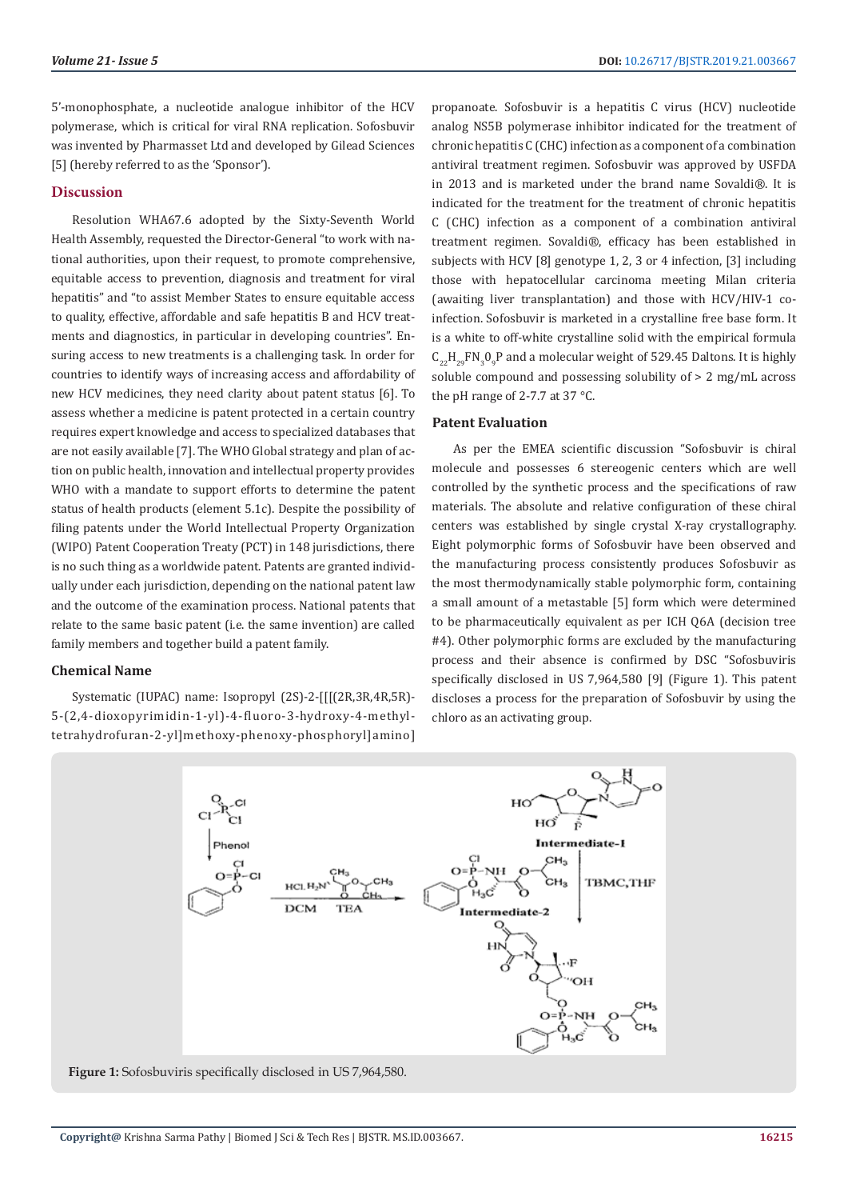5'-monophosphate, a nucleotide analogue inhibitor of the HCV polymerase, which is critical for viral RNA replication. Sofosbuvir was invented by Pharmasset Ltd and developed by Gilead Sciences [5] (hereby referred to as the 'Sponsor').

## Discussion

Resolution WHA67.6 adopted by the Sixty-Seventh World Health Assembly, requested the Director-General "to work with national authorities, upon their request, to promote comprehensive, equitable access to prevention, diagnosis and treatment for viral hepatitis" and "to assist Member States to ensure equitable access to quality, effective, affordable and safe hepatitis B and HCV treatments and diagnostics, in particular in developing countries". Ensuring access to new treatments is a challenging task. In order for countries to identify ways of increasing access and affordability of new HCV medicines, they need clarity about patent status [6]. To assess whether a medicine is patent protected in a certain country requires expert knowledge and access to specialized databases that are not easily available [7]. The WHO Global strategy and plan of action on public health, innovation and intellectual property provides WHO with a mandate to support efforts to determine the patent status of health products (element 5.1c). Despite the possibility of filing patents under the World Intellectual Property Organization (WIPO) Patent Cooperation Treaty (PCT) in 148 jurisdictions, there is no such thing as a worldwide patent. Patents are granted individually under each jurisdiction, depending on the national patent law and the outcome of the examination process. National patents that relate to the same basic patent (i.e. the same invention) are called family members and together build a patent family.

### Chemical Name

Systematic (IUPAC) name: Isopropyl (2S)-2-[[[(2R,3R,4R,5R)-5-(2,4-dioxopyrimidin-1-yl)-4-fluoro-3-hydroxy-4-methyl-tetrahydrofuran-2-yl]methoxy-phenoxy-phosphoryl]amino] propanoate. Sofosbuvir is a hepatitis C virus (HCV) nucleotide analog NS5B polymerase inhibitor indicated for the treatment of chronic hepatitis C (CHC) infection as a component of a combination antiviral treatment regimen. Sofosbuvir was approved by USFDA in 2013 and is marketed under the brand name Sovaldi®. It is indicated for the treatment for the treatment of chronic hepatitis C (CHC) infection as a component of a combination antiviral treatment regimen. Sovaldi®, efficacy has been established in subjects with HCV [8] genotype 1, 2, 3 or 4 infection, [3] including those with hepatocellular carcinoma meeting Milan criteria (awaiting liver transplantation) and those with HCV/HIV-1 co-infection. Sofosbuvir is marketed in a crystalline free base form. It is a white to off-white crystalline solid with the empirical formula $C_{22}H_{29}FN_3O_9P$ and a molecular weight of 529.45 Daltons. It is highly soluble compound and possessing solubility of > 2 mg/mL across the pH range of 2-7.7 at 37 °C.

### Patent Evaluation

As per the EMEA scientific discussion "Sofosbuvir is chiral molecule and possesses 6 stereogenic centers which are well controlled by the synthetic process and the specifications of raw materials. The absolute and relative configuration of these chiral centers was established by single crystal X-ray crystallography. Eight polymorphic forms of Sofosbuvir have been observed and the manufacturing process consistently produces Sofosbuvir as the most thermodynamically stable polymorphic form, containing a small amount of a metastable [5] form which were determined to be pharmaceutically equivalent as per ICH Q6A (decision tree #4). Other polymorphic forms are excluded by the manufacturing process and their absence is confirmed by DSC "Sofosbuviris specifically disclosed in US 7,964,580 [9] (Figure 1). This patent discloses a process for the preparation of Sofosbuvir by using the chloro as an activating group.

**Figure 1:** Sofosbuviris specifically disclosed in US 7,964,580.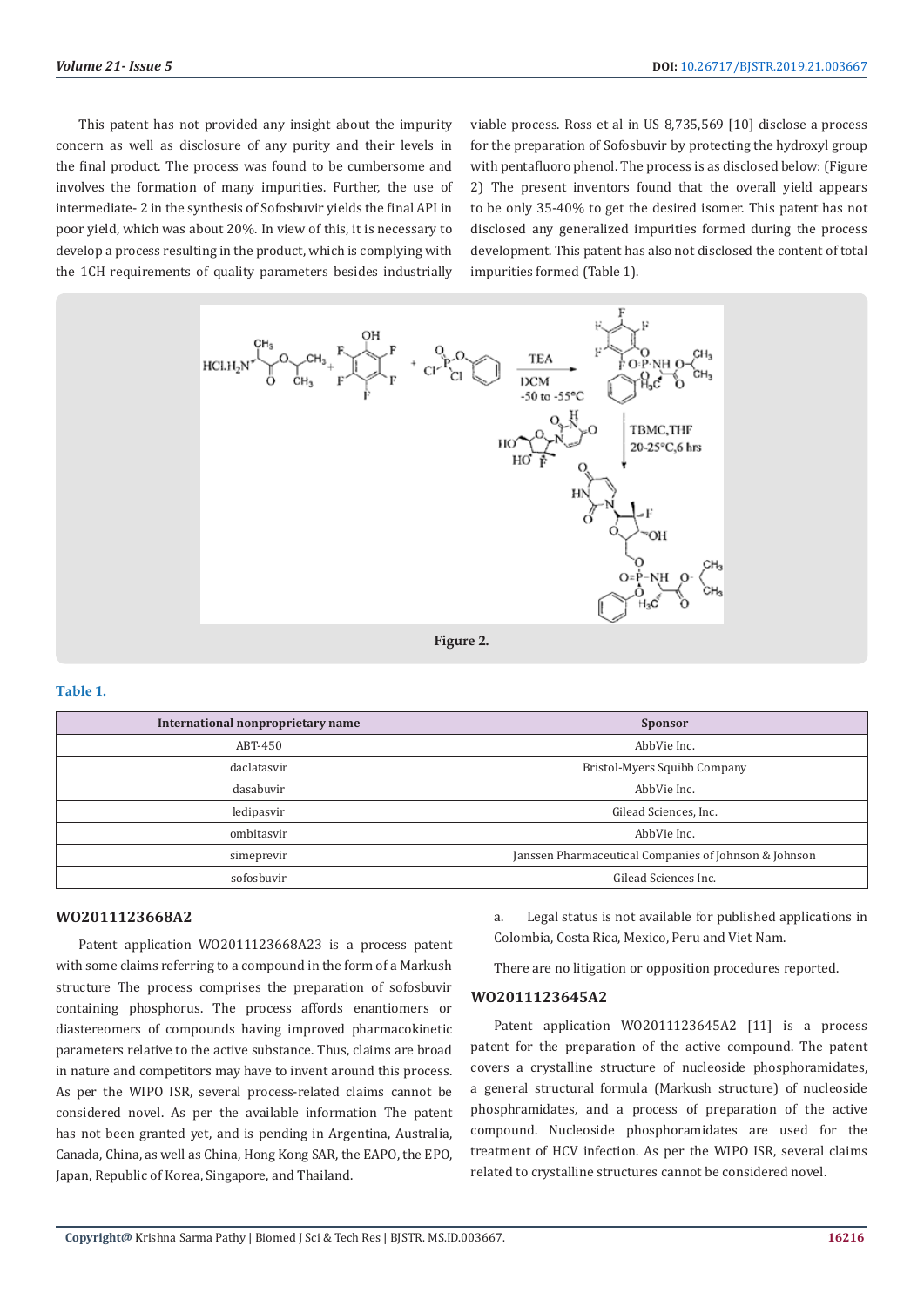This patent has not provided any insight about the impurity concern as well as disclosure of any purity and their levels in the final product. The process was found to be cumbersome and involves the formation of many impurities. Further, the use of intermediate- 2 in the synthesis of Sofosbuvir yields the final API in poor yield, which was about 20%. In view of this, it is necessary to develop a process resulting in the product, which is complying with the 1CH requirements of quality parameters besides industrially viable process. Ross et al in US 8,735,569 [10] disclose a process for the preparation of Sofosbuvir by protecting the hydroxyl group with pentafluoro phenol. The process is as disclosed below: (Figure 2) The present inventors found that the overall yield appears to be only 35-40% to get the desired isomer. This patent has not disclosed any generalized impurities formed during the process development. This patent has also not disclosed the content of total impurities formed (Table 1).

Figure 2.

**Table 1.**

| International nonproprietary name | Sponsor |
|---|---|
| ABT-450 | AbbVie Inc. |
| daclatasvir | Bristol-Myers Squibb Company |
| dasabuvir | AbbVie Inc. |
| ledipasvir | Gilead Sciences, Inc. |
| ombitasvir | AbbVie Inc. |
| simeprevir | Janssen Pharmaceutical Companies of Johnson & Johnson |
| sofosbuvir | Gilead Sciences Inc. |

## WO2011123668A2

Patent application WO2011123668A23 is a process patent with some claims referring to a compound in the form of a Markush structure The process comprises the preparation of sofosbuvir containing phosphorus. The process affords enantiomers or diastereomers of compounds having improved pharmacokinetic parameters relative to the active substance. Thus, claims are broad in nature and competitors may have to invent around this process. As per the WIPO ISR, several process-related claims cannot be considered novel. As per the available information The patent has not been granted yet, and is pending in Argentina, Australia, Canada, China, as well as China, Hong Kong SAR, the EAPO, the EPO, Japan, Republic of Korea, Singapore, and Thailand.

a. Legal status is not available for published applications in Colombia, Costa Rica, Mexico, Peru and Viet Nam.

There are no litigation or opposition procedures reported.

## WO2011123645A2

Patent application WO2011123645A2 [11] is a process patent for the preparation of the active compound. The patent covers a crystalline structure of nucleoside phosphoramidates, a general structural formula (Markush structure) of nucleoside phosphramidates, and a process of preparation of the active compound. Nucleoside phosphoramidates are used for the treatment of HCV infection. As per the WIPO ISR, several claims related to crystalline structures cannot be considered novel.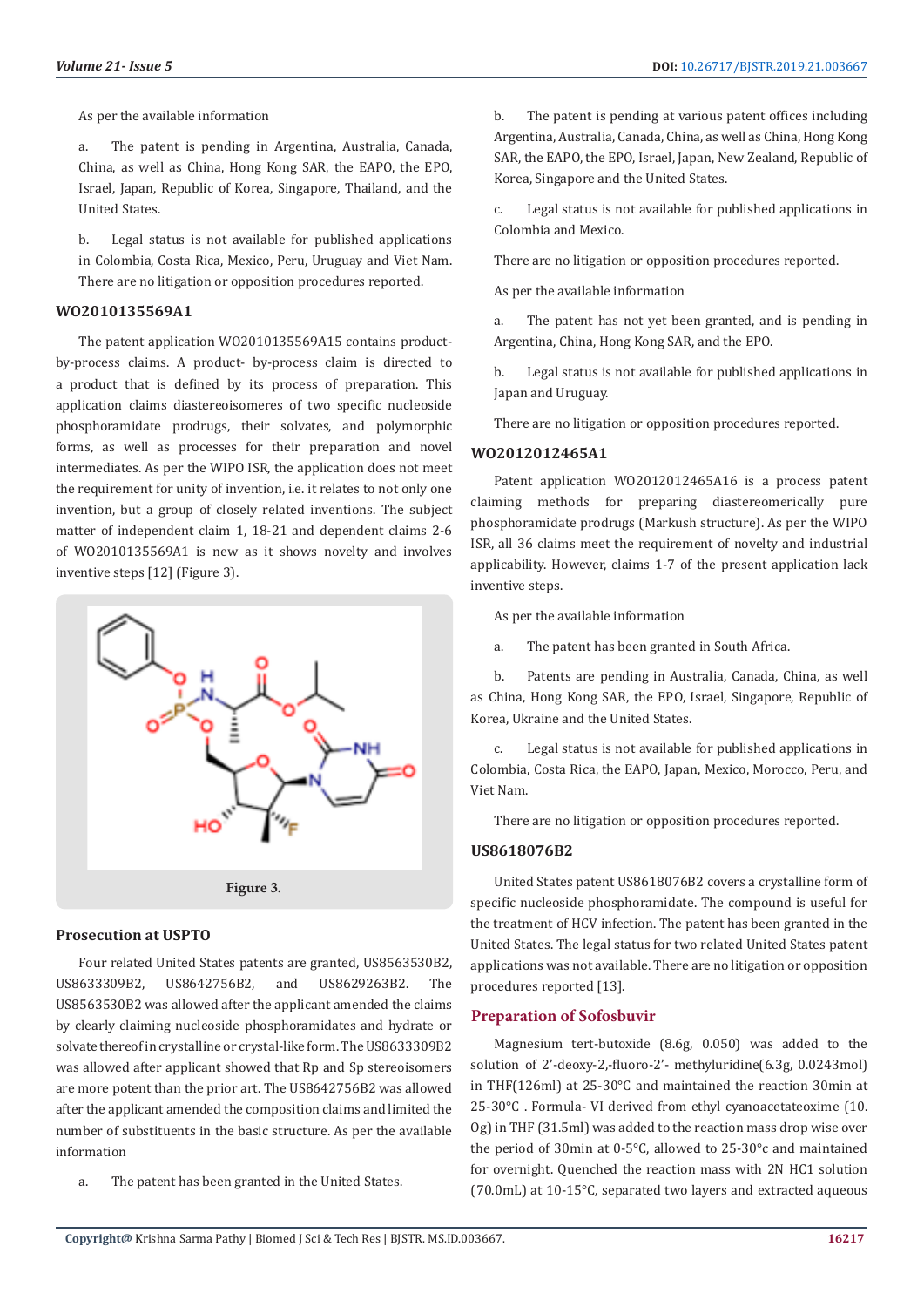As per the available information

a. The patent is pending in Argentina, Australia, Canada, China, as well as China, Hong Kong SAR, the EAPO, the EPO, Israel, Japan, Republic of Korea, Singapore, Thailand, and the United States.

b. Legal status is not available for published applications in Colombia, Costa Rica, Mexico, Peru, Uruguay and Viet Nam. There are no litigation or opposition procedures reported.

### WO2010135569A1

The patent application WO2010135569A15 contains product-by-process claims. A product- by-process claim is directed to a product that is defined by its process of preparation. This application claims diastereoisomeres of two specific nucleoside phosphoramidate prodrugs, their solvates, and polymorphic forms, as well as processes for their preparation and novel intermediates. As per the WIPO ISR, the application does not meet the requirement for unity of invention, i.e. it relates to not only one invention, but a group of closely related inventions. The subject matter of independent claim 1, 18-21 and dependent claims 2-6 of WO2010135569A1 is new as it shows novelty and involves inventive steps [12] (Figure 3).

Figure 3.

### Prosecution at USPTO

Four related United States patents are granted, US8563530B2, US8633309B2, US8642756B2, and US8629263B2. The US8563530B2 was allowed after the applicant amended the claims by clearly claiming nucleoside phosphoramidates and hydrate or solvate thereof in crystalline or crystal-like form. The US8633309B2 was allowed after applicant showed that Rp and Sp stereoisomers are more potent than the prior art. The US8642756B2 was allowed after the applicant amended the composition claims and limited the number of substituents in the basic structure. As per the available information

a. The patent has been granted in the United States.

b. The patent is pending at various patent offices including Argentina, Australia, Canada, China, as well as China, Hong Kong SAR, the EAPO, the EPO, Israel, Japan, New Zealand, Republic of Korea, Singapore and the United States.

c. Legal status is not available for published applications in Colombia and Mexico.

There are no litigation or opposition procedures reported.

As per the available information

a. The patent has not yet been granted, and is pending in Argentina, China, Hong Kong SAR, and the EPO.

b. Legal status is not available for published applications in Japan and Uruguay.

There are no litigation or opposition procedures reported.

### WO2012012465A1

Patent application WO2012012465A16 is a process patent claiming methods for preparing diastereomerically pure phosphoramidate prodrugs (Markush structure). As per the WIPO ISR, all 36 claims meet the requirement of novelty and industrial applicability. However, claims 1-7 of the present application lack inventive steps.

As per the available information

a. The patent has been granted in South Africa.

b. Patents are pending in Australia, Canada, China, as well as China, Hong Kong SAR, the EPO, Israel, Singapore, Republic of Korea, Ukraine and the United States.

c. Legal status is not available for published applications in Colombia, Costa Rica, the EAPO, Japan, Mexico, Morocco, Peru, and Viet Nam.

There are no litigation or opposition procedures reported.

### US8618076B2

United States patent US8618076B2 covers a crystalline form of specific nucleoside phosphoramidate. The compound is useful for the treatment of HCV infection. The patent has been granted in the United States. The legal status for two related United States patent applications was not available. There are no litigation or opposition procedures reported [13].

## Preparation of Sofosbuvir

Magnesium tert-butoxide (8.6g, 0.050) was added to the solution of 2'-deoxy-2,-fluoro-2'- methyluridine(6.3g, 0.0243mol) in THF(126ml) at 25-30°C and maintained the reaction 30min at 25-30°C . Formula- VI derived from ethyl cyanoacetateoxime (10. 0g) in THF (31.5ml) was added to the reaction mass drop wise over the period of 30min at 0-5°C, allowed to 25-30°c and maintained for overnight. Quenched the reaction mass with 2N HC1 solution (70.0mL) at 10-15°C, separated two layers and extracted aqueous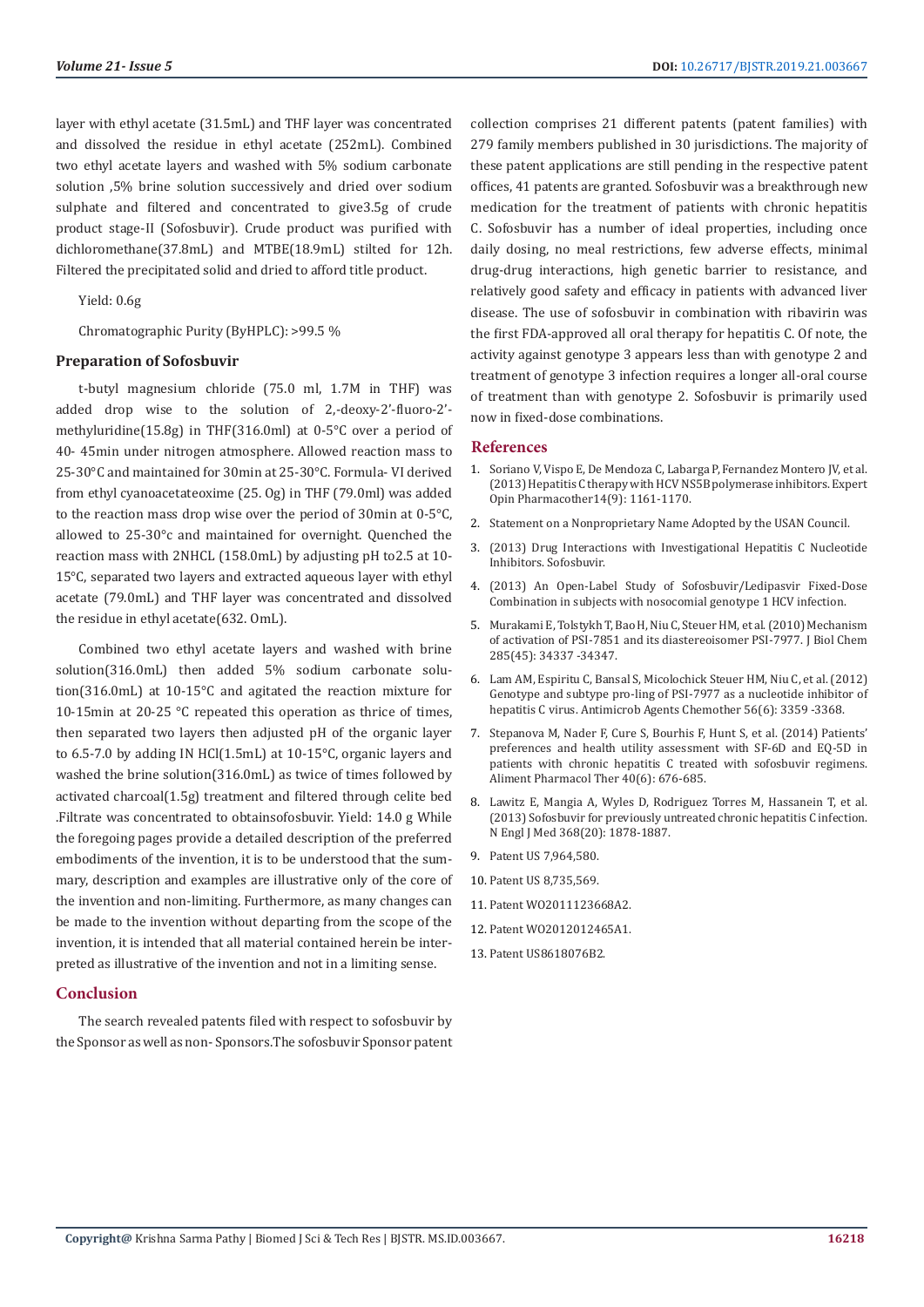layer with ethyl acetate (31.5mL) and THF layer was concentrated and dissolved the residue in ethyl acetate (252mL). Combined two ethyl acetate layers and washed with 5% sodium carbonate solution ,5% brine solution successively and dried over sodium sulphate and filtered and concentrated to give3.5g of crude product stage-II (Sofosbuvir). Crude product was purified with dichloromethane(37.8mL) and MTBE(18.9mL) stilted for 12h. Filtered the precipitated solid and dried to afford title product.

Yield: 0.6g

Chromatographic Purity (ByHPLC): >99.5 %

## Preparation of Sofosbuvir

t-butyl magnesium chloride (75.0 ml, 1.7M in THF) was added drop wise to the solution of 2,-deoxy-2'-fluoro-2'-methyluridine(15.8g) in THF(316.0ml) at 0-5°C over a period of 40- 45min under nitrogen atmosphere. Allowed reaction mass to 25-30°C and maintained for 30min at 25-30°C. Formula- VI derived from ethyl cyanoacetateoxime (25. 0g) in THF (79.0ml) was added to the reaction mass drop wise over the period of 30min at 0-5°C, allowed to 25-30°c and maintained for overnight. Quenched the reaction mass with 2NHCL (158.0mL) by adjusting pH to2.5 at 10-15°C, separated two layers and extracted aqueous layer with ethyl acetate (79.0mL) and THF layer was concentrated and dissolved the residue in ethyl acetate(632. 0mL).

Combined two ethyl acetate layers and washed with brine solution(316.0mL) then added 5% sodium carbonate solution(316.0mL) at 10-15°C and agitated the reaction mixture for 10-15min at 20-25 °C repeated this operation as thrice of times, then separated two layers then adjusted pH of the organic layer to 6.5-7.0 by adding IN HCl(1.5mL) at 10-15°C, organic layers and washed the brine solution(316.0mL) as twice of times followed by activated charcoal(1.5g) treatment and filtered through celite bed .Filtrate was concentrated to obtainsofosbuvir. Yield: 14.0 g While the foregoing pages provide a detailed description of the preferred embodiments of the invention, it is to be understood that the summary, description and examples are illustrative only of the core of the invention and non-limiting. Furthermore, as many changes can be made to the invention without departing from the scope of the invention, it is intended that all material contained herein be interpreted as illustrative of the invention and not in a limiting sense.

## Conclusion

The search revealed patents filed with respect to sofosbuvir by the Sponsor as well as non- Sponsors.The sofosbuvir Sponsor patent collection comprises 21 different patents (patent families) with 279 family members published in 30 jurisdictions. The majority of these patent applications are still pending in the respective patent offices, 41 patents are granted. Sofosbuvir was a breakthrough new medication for the treatment of patients with chronic hepatitis C. Sofosbuvir has a number of ideal properties, including once daily dosing, no meal restrictions, few adverse effects, minimal drug-drug interactions, high genetic barrier to resistance, and relatively good safety and efficacy in patients with advanced liver disease. The use of sofosbuvir in combination with ribavirin was the first FDA-approved all oral therapy for hepatitis C. Of note, the activity against genotype 3 appears less than with genotype 2 and treatment of genotype 3 infection requires a longer all-oral course of treatment than with genotype 2. Sofosbuvir is primarily used now in fixed-dose combinations.

## References

1. Soriano V, Vispo E, De Mendoza C, Labarga P, Fernandez Montero JV, et al. (2013) Hepatitis C therapy with HCV NS5B polymerase inhibitors. Expert Opin Pharmacother14(9): 1161-1170.
2. Statement on a Nonproprietary Name Adopted by the USAN Council.
3. (2013) Drug Interactions with Investigational Hepatitis C Nucleotide Inhibitors. Sofosbuvir.
4. (2013) An Open-Label Study of Sofosbuvir/Ledipasvir Fixed-Dose Combination in subjects with nosocomial genotype 1 HCV infection.
5. Murakami E, Tolstykh T, Bao H, Niu C, Steuer HM, et al. (2010) Mechanism of activation of PSI-7851 and its diastereoisomer PSI-7977. J Biol Chem 285(45): 34337 -34347.
6. Lam AM, Espiritu C, Bansal S, Micolochick Steuer HM, Niu C, et al. (2012) Genotype and subtype pro-ling of PSI-7977 as a nucleotide inhibitor of hepatitis C virus. Antimicrob Agents Chemother 56(6): 3359 -3368.
7. Stepanova M, Nader F, Cure S, Bourhis F, Hunt S, et al. (2014) Patients' preferences and health utility assessment with SF-6D and EQ-5D in patients with chronic hepatitis C treated with sofosbuvir regimens. Aliment Pharmacol Ther 40(6): 676-685.
8. Lawitz E, Mangia A, Wyles D, Rodriguez Torres M, Hassanein T, et al. (2013) Sofosbuvir for previously untreated chronic hepatitis C infection. N Engl J Med 368(20): 1878-1887.
9. Patent US 7,964,580.
10. Patent US 8,735,569.
11. Patent WO2011123668A2.
12. Patent WO2012012465A1.
13. Patent US8618076B2.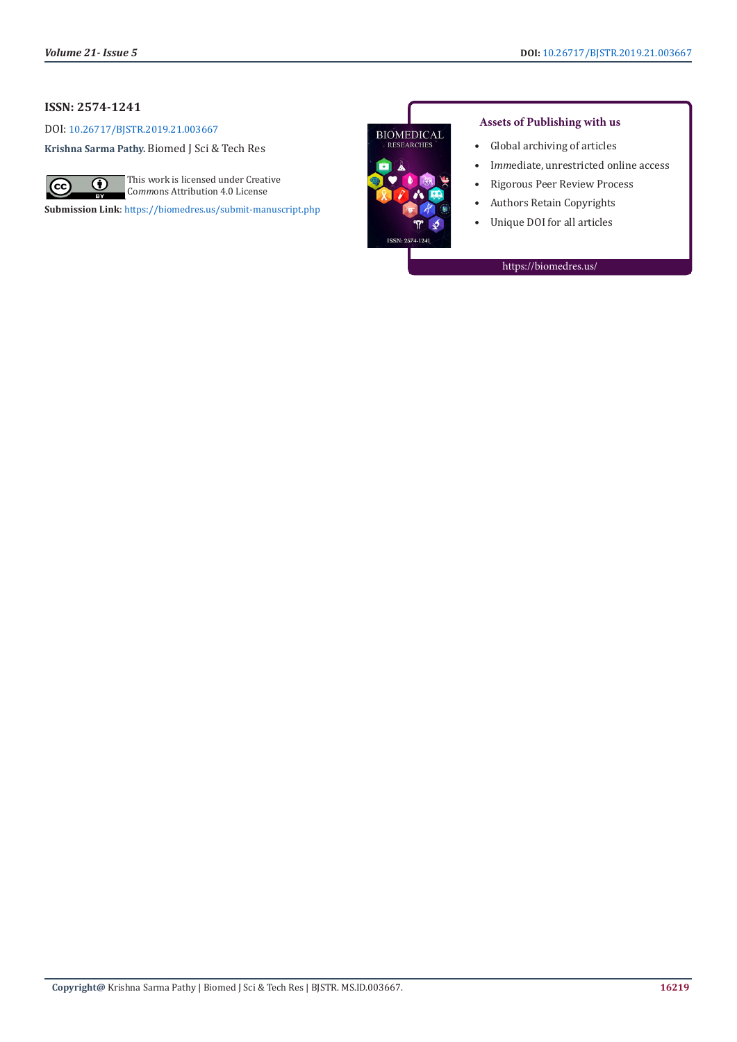**ISSN: 2574-1241**

DOI: 10.26717/BJSTR.2019.21.003667

**Krishna Sarma Pathy.** Biomed J Sci & Tech Res

This work is licensed under Creative Commons Attribution 4.0 License

**Submission Link**: https://biomedres.us/submit-manuscript.php

### Assets of Publishing with us

- Global archiving of articles
- Immediate, unrestricted online access
- Rigorous Peer Review Process
- Authors Retain Copyrights
- Unique DOI for all articles

https://biomedres.us/